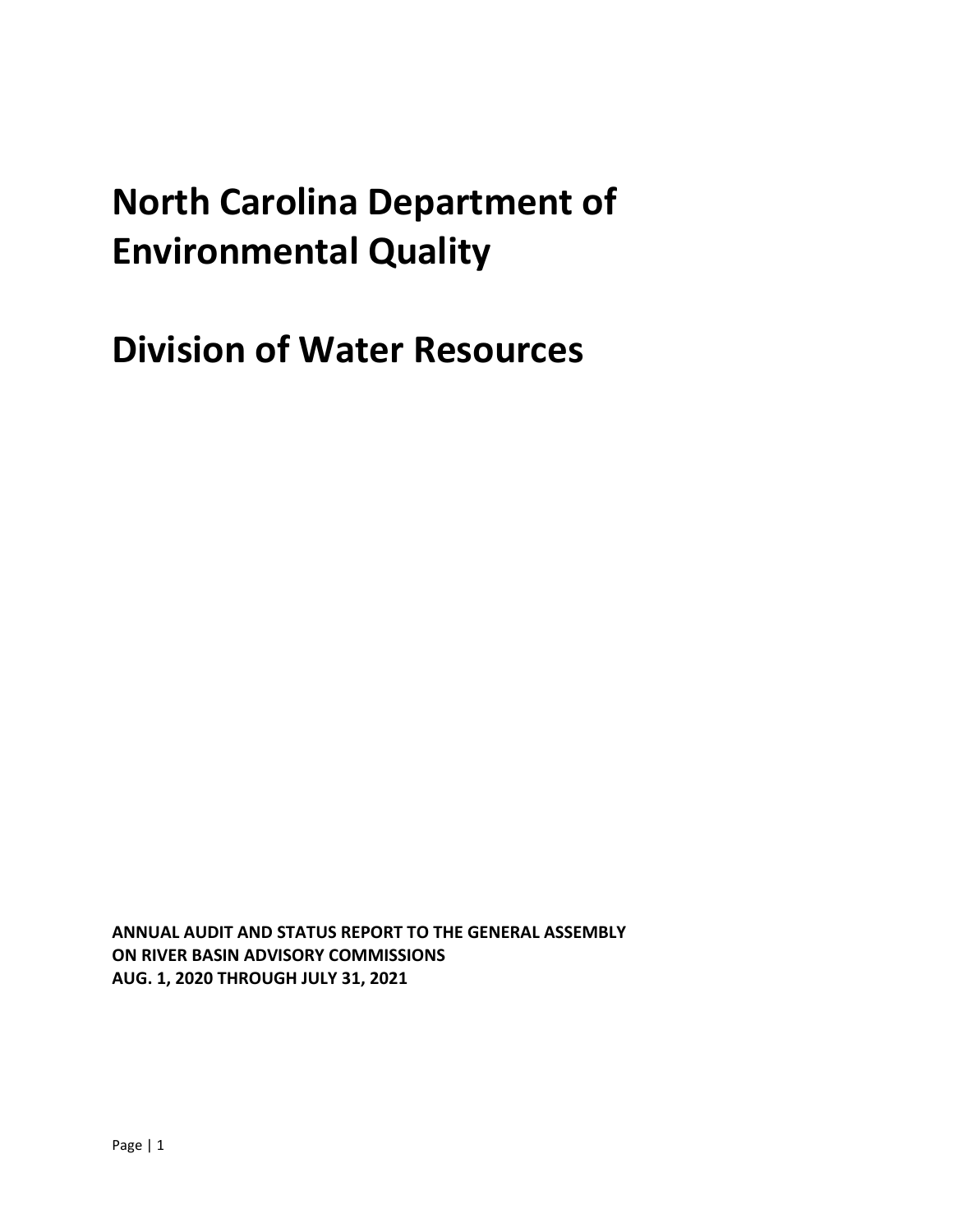# North Carolina Department of Environmental Quality

# Division of Water Resources

**ANNUAL AUDIT AND STATUS REPORT TO THE GENERAL ASSEMBLY**
**ON RIVER BASIN ADVISORY COMMISSIONS**
**AUG. 1, 2020 THROUGH JULY 31, 2021**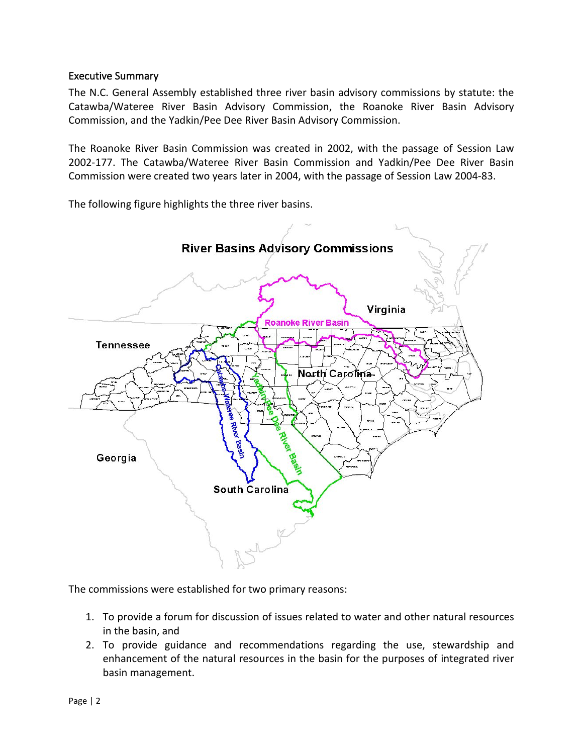## Executive Summary

The N.C. General Assembly established three river basin advisory commissions by statute: the Catawba/Wateree River Basin Advisory Commission, the Roanoke River Basin Advisory Commission, and the Yadkin/Pee Dee River Basin Advisory Commission.

The Roanoke River Basin Commission was created in 2002, with the passage of Session Law 2002-177. The Catawba/Wateree River Basin Commission and Yadkin/Pee Dee River Basin Commission were created two years later in 2004, with the passage of Session Law 2004-83.

The following figure highlights the three river basins.

The commissions were established for two primary reasons:

1. To provide a forum for discussion of issues related to water and other natural resources in the basin, and
2. To provide guidance and recommendations regarding the use, stewardship and enhancement of the natural resources in the basin for the purposes of integrated river basin management.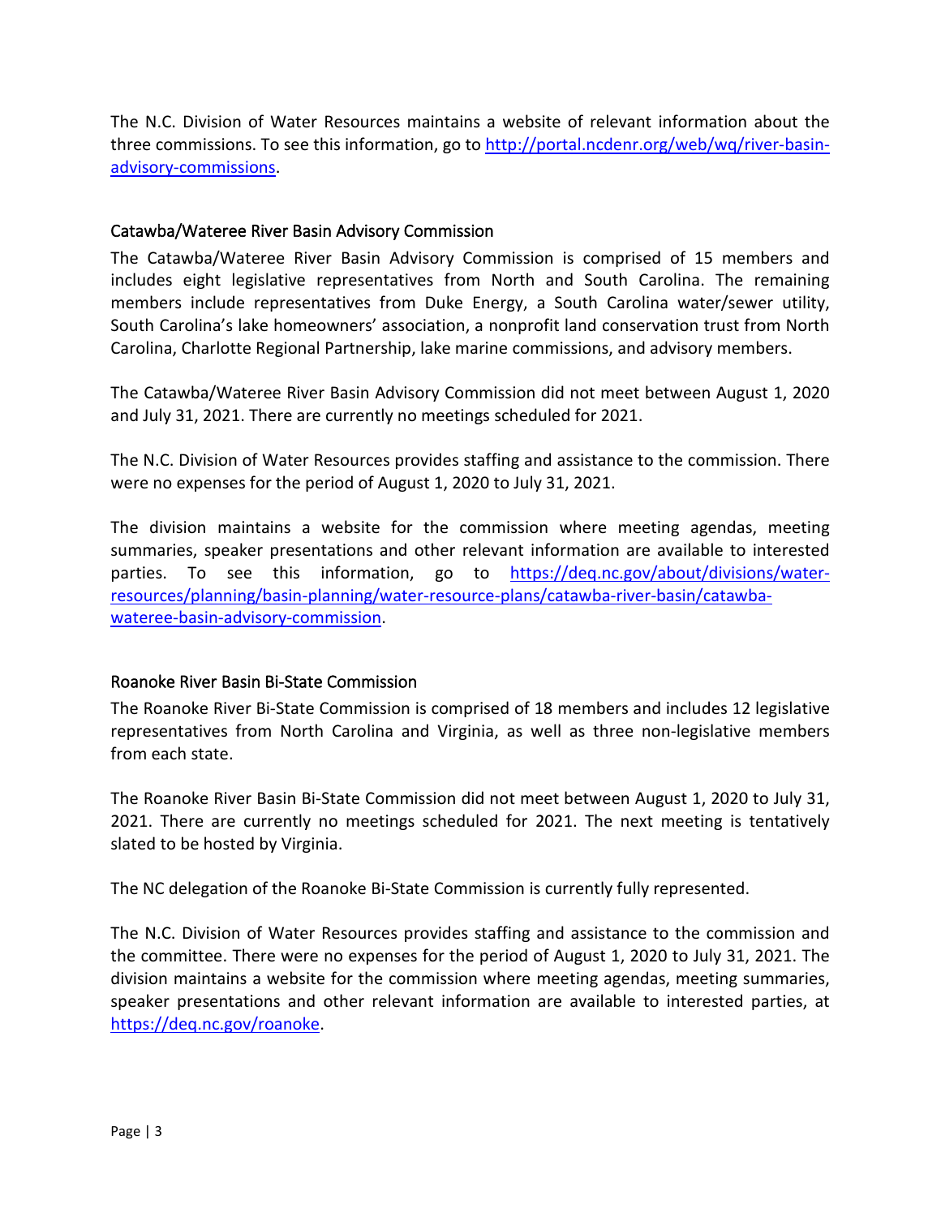The N.C. Division of Water Resources maintains a website of relevant information about the three commissions. To see this information, go to [http://portal.ncdenr.org/web/wq/river-basin-advisory-commissions](http://portal.ncdenr.org/web/wq/river-basin-advisory-commissions).

## Catawba/Wateree River Basin Advisory Commission

The Catawba/Wateree River Basin Advisory Commission is comprised of 15 members and includes eight legislative representatives from North and South Carolina. The remaining members include representatives from Duke Energy, a South Carolina water/sewer utility, South Carolina's lake homeowners' association, a nonprofit land conservation trust from North Carolina, Charlotte Regional Partnership, lake marine commissions, and advisory members.

The Catawba/Wateree River Basin Advisory Commission did not meet between August 1, 2020 and July 31, 2021. There are currently no meetings scheduled for 2021.

The N.C. Division of Water Resources provides staffing and assistance to the commission. There were no expenses for the period of August 1, 2020 to July 31, 2021.

The division maintains a website for the commission where meeting agendas, meeting summaries, speaker presentations and other relevant information are available to interested parties. To see this information, go to [https://deq.nc.gov/about/divisions/water-resources/planning/basin-planning/water-resource-plans/catawba-river-basin/catawba-wateree-basin-advisory-commission](https://deq.nc.gov/about/divisions/water-resources/planning/basin-planning/water-resource-plans/catawba-river-basin/catawba-wateree-basin-advisory-commission).

## Roanoke River Basin Bi-State Commission

The Roanoke River Bi-State Commission is comprised of 18 members and includes 12 legislative representatives from North Carolina and Virginia, as well as three non-legislative members from each state.

The Roanoke River Basin Bi-State Commission did not meet between August 1, 2020 to July 31, 2021. There are currently no meetings scheduled for 2021. The next meeting is tentatively slated to be hosted by Virginia.

The NC delegation of the Roanoke Bi-State Commission is currently fully represented.

The N.C. Division of Water Resources provides staffing and assistance to the commission and the committee. There were no expenses for the period of August 1, 2020 to July 31, 2021. The division maintains a website for the commission where meeting agendas, meeting summaries, speaker presentations and other relevant information are available to interested parties, at [https://deq.nc.gov/roanoke](https://deq.nc.gov/roanoke).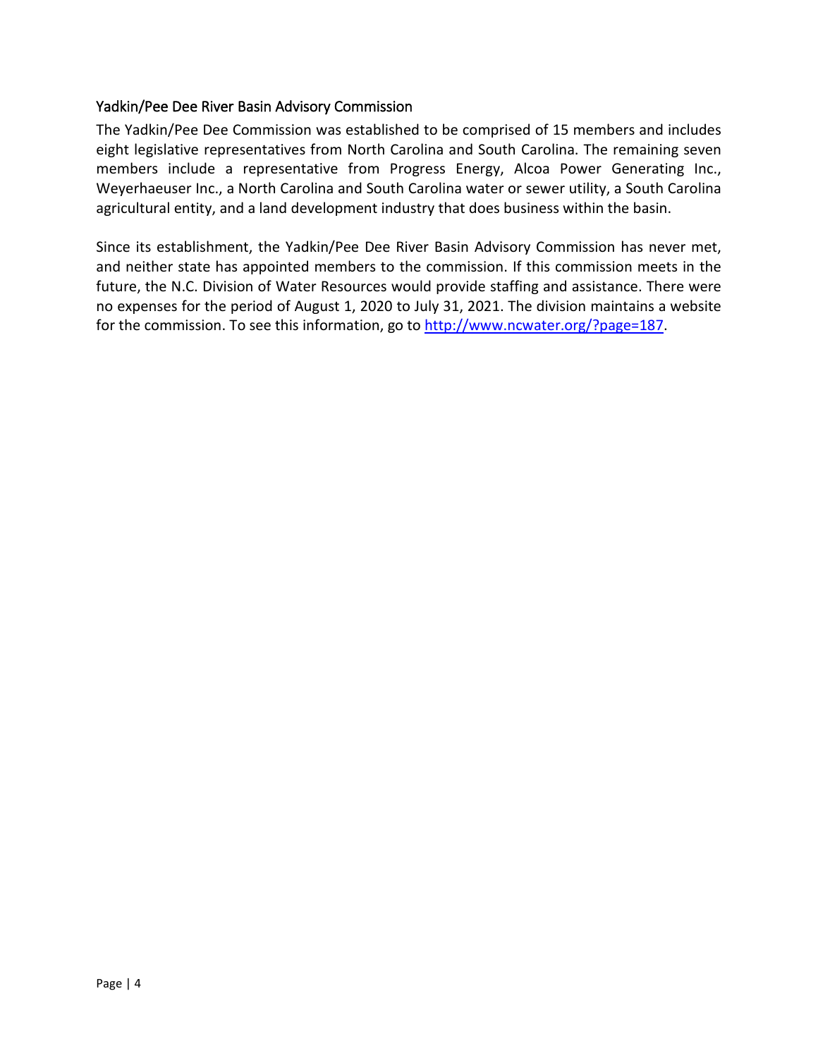## Yadkin/Pee Dee River Basin Advisory Commission

The Yadkin/Pee Dee Commission was established to be comprised of 15 members and includes eight legislative representatives from North Carolina and South Carolina. The remaining seven members include a representative from Progress Energy, Alcoa Power Generating Inc., Weyerhaeuser Inc., a North Carolina and South Carolina water or sewer utility, a South Carolina agricultural entity, and a land development industry that does business within the basin.

Since its establishment, the Yadkin/Pee Dee River Basin Advisory Commission has never met, and neither state has appointed members to the commission. If this commission meets in the future, the N.C. Division of Water Resources would provide staffing and assistance. There were no expenses for the period of August 1, 2020 to July 31, 2021. The division maintains a website for the commission. To see this information, go to [http://www.ncwater.org/?page=187](http://www.ncwater.org/?page=187).